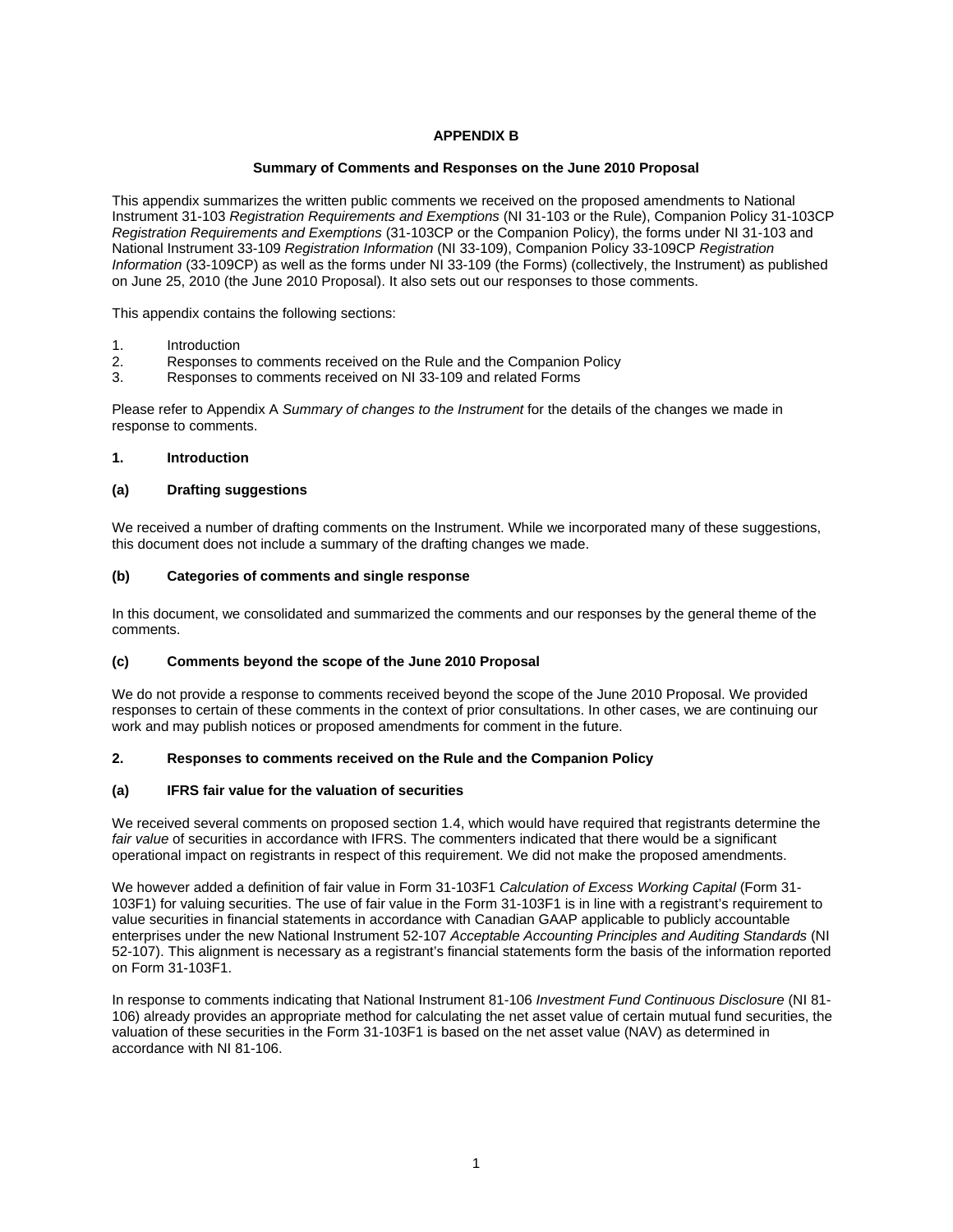# APPENDIX B

## Summary of Comments and Responses on the June 2010 Proposal

This appendix summarizes the written public comments we received on the proposed amendments to National Instrument 31-103 *Registration Requirements and Exemptions* (NI 31-103 or the Rule), Companion Policy 31-103CP *Registration Requirements and Exemptions* (31-103CP or the Companion Policy), the forms under NI 31-103 and National Instrument 33-109 *Registration Information* (NI 33-109), Companion Policy 33-109CP *Registration Information* (33-109CP) as well as the forms under NI 33-109 (the Forms) (collectively, the Instrument) as published on June 25, 2010 (the June 2010 Proposal). It also sets out our responses to those comments.

This appendix contains the following sections:

1. Introduction
2. Responses to comments received on the Rule and the Companion Policy
3. Responses to comments received on NI 33-109 and related Forms

Please refer to Appendix A *Summary of changes to the Instrument* for the details of the changes we made in response to comments.

### 1. Introduction

#### (a) Drafting suggestions

We received a number of drafting comments on the Instrument. While we incorporated many of these suggestions, this document does not include a summary of the drafting changes we made.

#### (b) Categories of comments and single response

In this document, we consolidated and summarized the comments and our responses by the general theme of the comments.

#### (c) Comments beyond the scope of the June 2010 Proposal

We do not provide a response to comments received beyond the scope of the June 2010 Proposal. We provided responses to certain of these comments in the context of prior consultations. In other cases, we are continuing our work and may publish notices or proposed amendments for comment in the future.

### 2. Responses to comments received on the Rule and the Companion Policy

#### (a) IFRS fair value for the valuation of securities

We received several comments on proposed section 1.4, which would have required that registrants determine the *fair value* of securities in accordance with IFRS. The commenters indicated that there would be a significant operational impact on registrants in respect of this requirement. We did not make the proposed amendments.

We however added a definition of fair value in Form 31-103F1 *Calculation of Excess Working Capital* (Form 31-103F1) for valuing securities. The use of fair value in the Form 31-103F1 is in line with a registrant's requirement to value securities in financial statements in accordance with Canadian GAAP applicable to publicly accountable enterprises under the new National Instrument 52-107 *Acceptable Accounting Principles and Auditing Standards* (NI 52-107). This alignment is necessary as a registrant's financial statements form the basis of the information reported on Form 31-103F1.

In response to comments indicating that National Instrument 81-106 *Investment Fund Continuous Disclosure* (NI 81-106) already provides an appropriate method for calculating the net asset value of certain mutual fund securities, the valuation of these securities in the Form 31-103F1 is based on the net asset value (NAV) as determined in accordance with NI 81-106.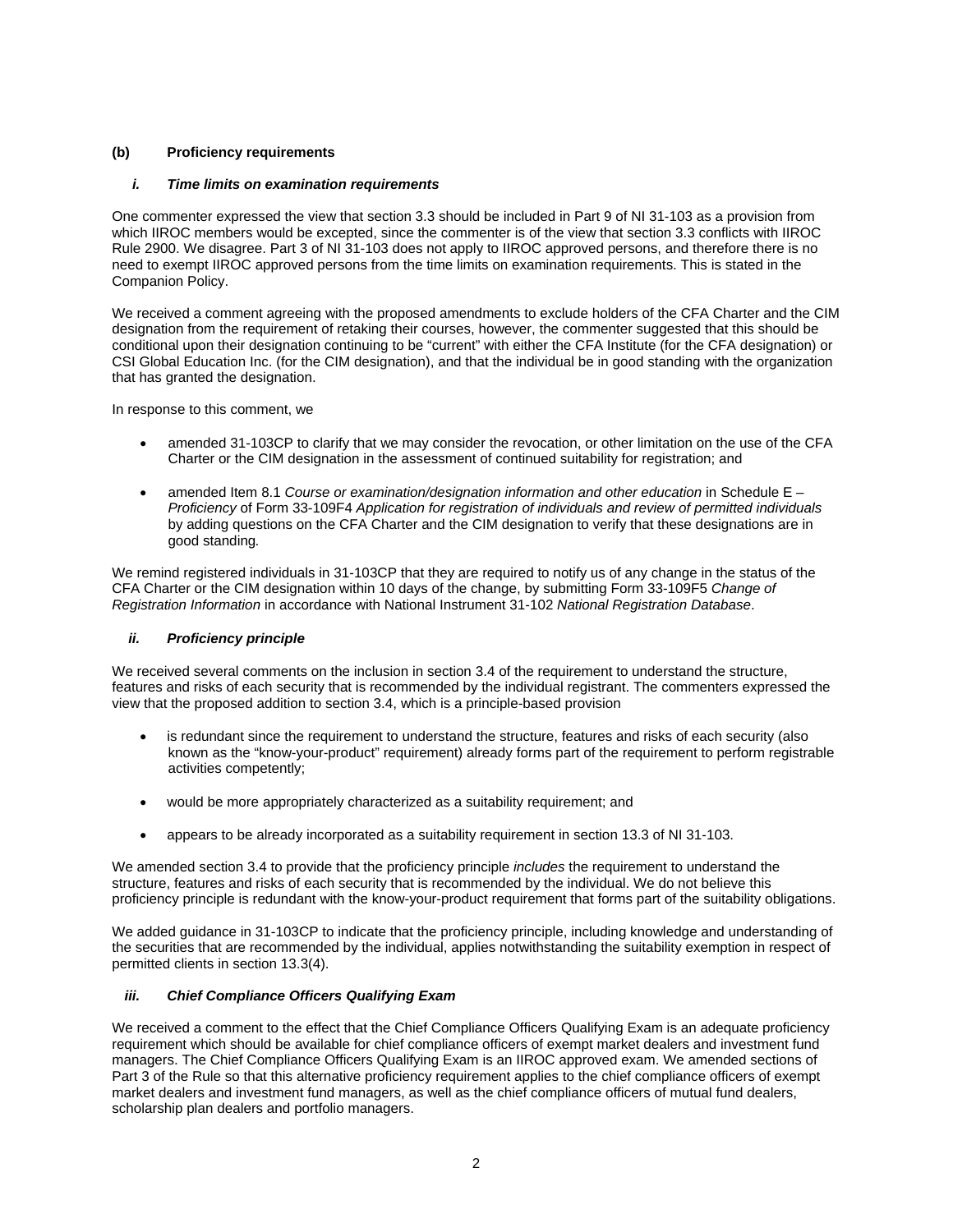### (b) Proficiency requirements

#### *i. Time limits on examination requirements*

One commenter expressed the view that section 3.3 should be included in Part 9 of NI 31-103 as a provision from which IIROC members would be excepted, since the commenter is of the view that section 3.3 conflicts with IIROC Rule 2900. We disagree. Part 3 of NI 31-103 does not apply to IIROC approved persons, and therefore there is no need to exempt IIROC approved persons from the time limits on examination requirements. This is stated in the Companion Policy.

We received a comment agreeing with the proposed amendments to exclude holders of the CFA Charter and the CIM designation from the requirement of retaking their courses, however, the commenter suggested that this should be conditional upon their designation continuing to be "current" with either the CFA Institute (for the CFA designation) or CSI Global Education Inc. (for the CIM designation), and that the individual be in good standing with the organization that has granted the designation.

In response to this comment, we

- amended 31-103CP to clarify that we may consider the revocation, or other limitation on the use of the CFA Charter or the CIM designation in the assessment of continued suitability for registration; and
- amended Item 8.1 *Course or examination/designation information and other education* in Schedule E – *Proficiency* of Form 33-109F4 *Application for registration of individuals and review of permitted individuals* by adding questions on the CFA Charter and the CIM designation to verify that these designations are in good standing*.*

We remind registered individuals in 31-103CP that they are required to notify us of any change in the status of the CFA Charter or the CIM designation within 10 days of the change, by submitting Form 33-109F5 *Change of Registration Information* in accordance with National Instrument 31-102 *National Registration Database*.

#### *ii. Proficiency principle*

We received several comments on the inclusion in section 3.4 of the requirement to understand the structure, features and risks of each security that is recommended by the individual registrant. The commenters expressed the view that the proposed addition to section 3.4, which is a principle-based provision

- is redundant since the requirement to understand the structure, features and risks of each security (also known as the "know-your-product" requirement) already forms part of the requirement to perform registrable activities competently;
- would be more appropriately characterized as a suitability requirement; and
- appears to be already incorporated as a suitability requirement in section 13.3 of NI 31-103.

We amended section 3.4 to provide that the proficiency principle *includes* the requirement to understand the structure, features and risks of each security that is recommended by the individual. We do not believe this proficiency principle is redundant with the know-your-product requirement that forms part of the suitability obligations.

We added guidance in 31-103CP to indicate that the proficiency principle, including knowledge and understanding of the securities that are recommended by the individual, applies notwithstanding the suitability exemption in respect of permitted clients in section 13.3(4).

#### *iii. Chief Compliance Officers Qualifying Exam*

We received a comment to the effect that the Chief Compliance Officers Qualifying Exam is an adequate proficiency requirement which should be available for chief compliance officers of exempt market dealers and investment fund managers. The Chief Compliance Officers Qualifying Exam is an IIROC approved exam. We amended sections of Part 3 of the Rule so that this alternative proficiency requirement applies to the chief compliance officers of exempt market dealers and investment fund managers, as well as the chief compliance officers of mutual fund dealers, scholarship plan dealers and portfolio managers.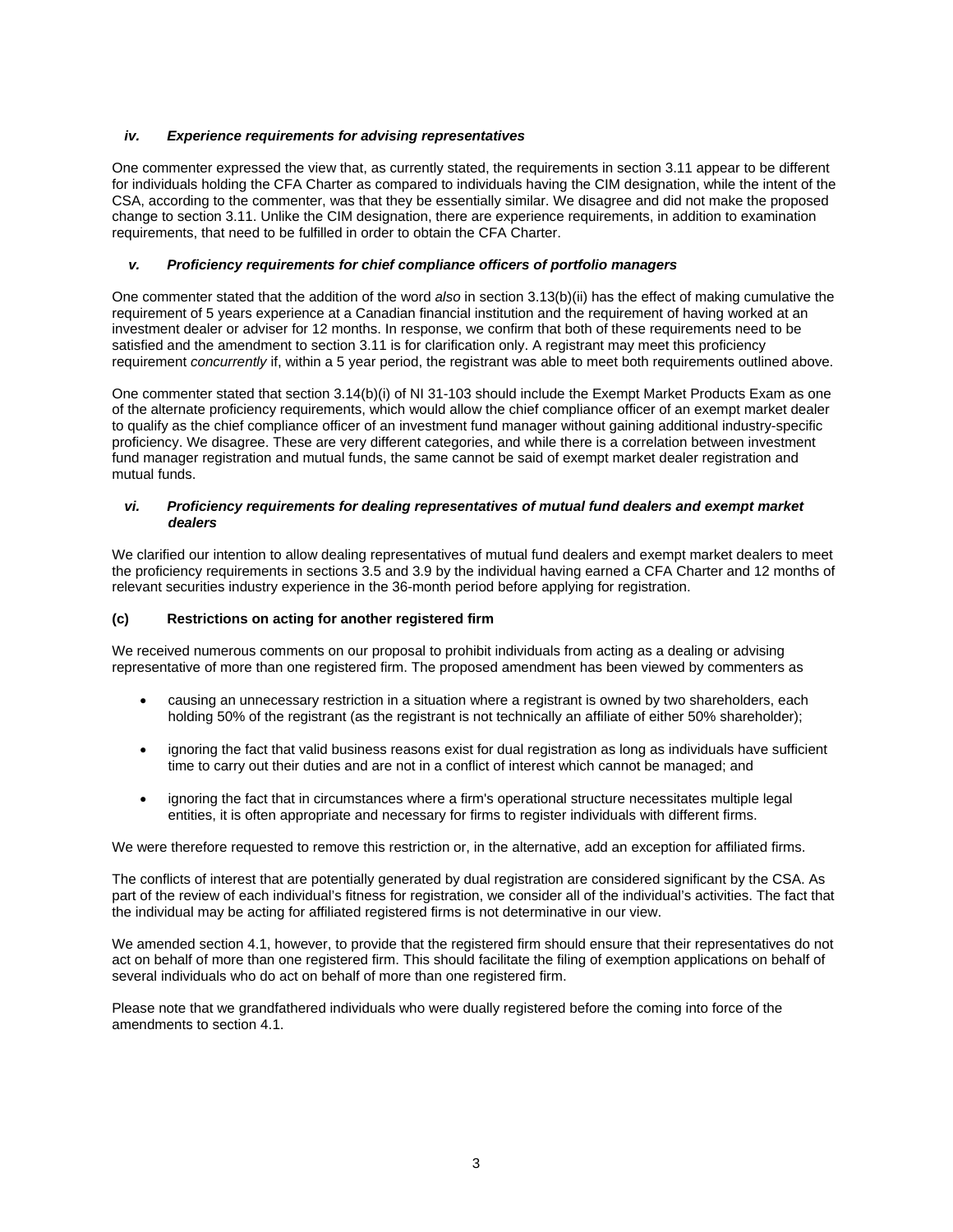#### *iv. Experience requirements for advising representatives*

One commenter expressed the view that, as currently stated, the requirements in section 3.11 appear to be different for individuals holding the CFA Charter as compared to individuals having the CIM designation, while the intent of the CSA, according to the commenter, was that they be essentially similar. We disagree and did not make the proposed change to section 3.11. Unlike the CIM designation, there are experience requirements, in addition to examination requirements, that need to be fulfilled in order to obtain the CFA Charter.

#### *v. Proficiency requirements for chief compliance officers of portfolio managers*

One commenter stated that the addition of the word *also* in section 3.13(b)(ii) has the effect of making cumulative the requirement of 5 years experience at a Canadian financial institution and the requirement of having worked at an investment dealer or adviser for 12 months. In response, we confirm that both of these requirements need to be satisfied and the amendment to section 3.11 is for clarification only. A registrant may meet this proficiency requirement *concurrently* if, within a 5 year period, the registrant was able to meet both requirements outlined above.

One commenter stated that section 3.14(b)(i) of NI 31-103 should include the Exempt Market Products Exam as one of the alternate proficiency requirements, which would allow the chief compliance officer of an exempt market dealer to qualify as the chief compliance officer of an investment fund manager without gaining additional industry-specific proficiency. We disagree. These are very different categories, and while there is a correlation between investment fund manager registration and mutual funds, the same cannot be said of exempt market dealer registration and mutual funds.

#### *vi. Proficiency requirements for dealing representatives of mutual fund dealers and exempt market dealers*

We clarified our intention to allow dealing representatives of mutual fund dealers and exempt market dealers to meet the proficiency requirements in sections 3.5 and 3.9 by the individual having earned a CFA Charter and 12 months of relevant securities industry experience in the 36-month period before applying for registration.

### (c) Restrictions on acting for another registered firm

We received numerous comments on our proposal to prohibit individuals from acting as a dealing or advising representative of more than one registered firm. The proposed amendment has been viewed by commenters as

- causing an unnecessary restriction in a situation where a registrant is owned by two shareholders, each holding 50% of the registrant (as the registrant is not technically an affiliate of either 50% shareholder);
- ignoring the fact that valid business reasons exist for dual registration as long as individuals have sufficient time to carry out their duties and are not in a conflict of interest which cannot be managed; and
- ignoring the fact that in circumstances where a firm's operational structure necessitates multiple legal entities, it is often appropriate and necessary for firms to register individuals with different firms.

We were therefore requested to remove this restriction or, in the alternative, add an exception for affiliated firms.

The conflicts of interest that are potentially generated by dual registration are considered significant by the CSA. As part of the review of each individual's fitness for registration, we consider all of the individual's activities. The fact that the individual may be acting for affiliated registered firms is not determinative in our view.

We amended section 4.1, however, to provide that the registered firm should ensure that their representatives do not act on behalf of more than one registered firm. This should facilitate the filing of exemption applications on behalf of several individuals who do act on behalf of more than one registered firm.

Please note that we grandfathered individuals who were dually registered before the coming into force of the amendments to section 4.1.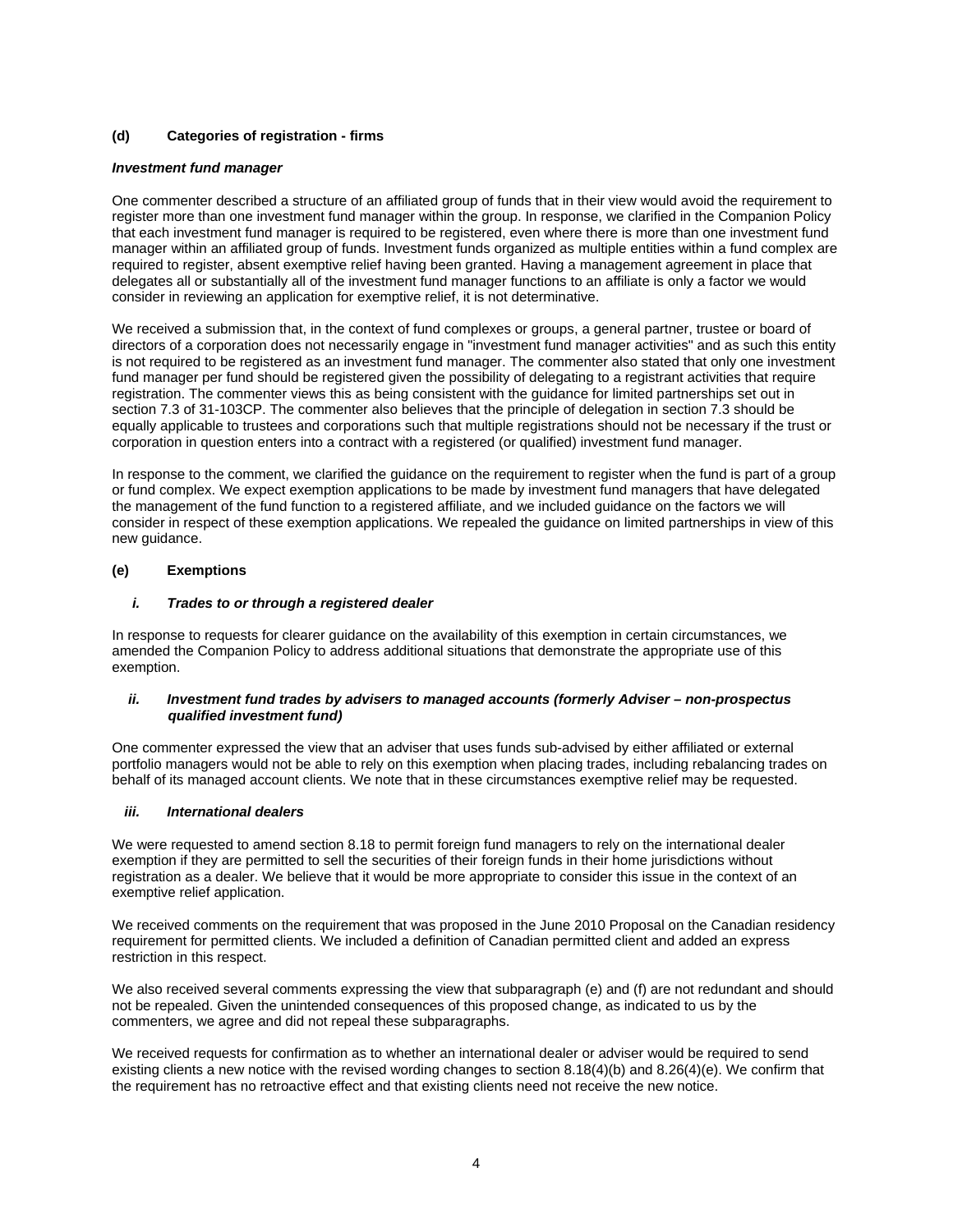### (d) Categories of registration - firms

***Investment fund manager***

One commenter described a structure of an affiliated group of funds that in their view would avoid the requirement to register more than one investment fund manager within the group. In response, we clarified in the Companion Policy that each investment fund manager is required to be registered, even where there is more than one investment fund manager within an affiliated group of funds. Investment funds organized as multiple entities within a fund complex are required to register, absent exemptive relief having been granted. Having a management agreement in place that delegates all or substantially all of the investment fund manager functions to an affiliate is only a factor we would consider in reviewing an application for exemptive relief, it is not determinative.

We received a submission that, in the context of fund complexes or groups, a general partner, trustee or board of directors of a corporation does not necessarily engage in "investment fund manager activities" and as such this entity is not required to be registered as an investment fund manager. The commenter also stated that only one investment fund manager per fund should be registered given the possibility of delegating to a registrant activities that require registration. The commenter views this as being consistent with the guidance for limited partnerships set out in section 7.3 of 31-103CP. The commenter also believes that the principle of delegation in section 7.3 should be equally applicable to trustees and corporations such that multiple registrations should not be necessary if the trust or corporation in question enters into a contract with a registered (or qualified) investment fund manager.

In response to the comment, we clarified the guidance on the requirement to register when the fund is part of a group or fund complex. We expect exemption applications to be made by investment fund managers that have delegated the management of the fund function to a registered affiliate, and we included guidance on the factors we will consider in respect of these exemption applications. We repealed the guidance on limited partnerships in view of this new guidance.

### (e) Exemptions

***i. Trades to or through a registered dealer***

In response to requests for clearer guidance on the availability of this exemption in certain circumstances, we amended the Companion Policy to address additional situations that demonstrate the appropriate use of this exemption.

***ii. Investment fund trades by advisers to managed accounts (formerly Adviser – non-prospectus qualified investment fund)***

One commenter expressed the view that an adviser that uses funds sub-advised by either affiliated or external portfolio managers would not be able to rely on this exemption when placing trades, including rebalancing trades on behalf of its managed account clients. We note that in these circumstances exemptive relief may be requested.

***iii. International dealers***

We were requested to amend section 8.18 to permit foreign fund managers to rely on the international dealer exemption if they are permitted to sell the securities of their foreign funds in their home jurisdictions without registration as a dealer. We believe that it would be more appropriate to consider this issue in the context of an exemptive relief application.

We received comments on the requirement that was proposed in the June 2010 Proposal on the Canadian residency requirement for permitted clients. We included a definition of Canadian permitted client and added an express restriction in this respect.

We also received several comments expressing the view that subparagraph (e) and (f) are not redundant and should not be repealed. Given the unintended consequences of this proposed change, as indicated to us by the commenters, we agree and did not repeal these subparagraphs.

We received requests for confirmation as to whether an international dealer or adviser would be required to send existing clients a new notice with the revised wording changes to section 8.18(4)(b) and 8.26(4)(e). We confirm that the requirement has no retroactive effect and that existing clients need not receive the new notice.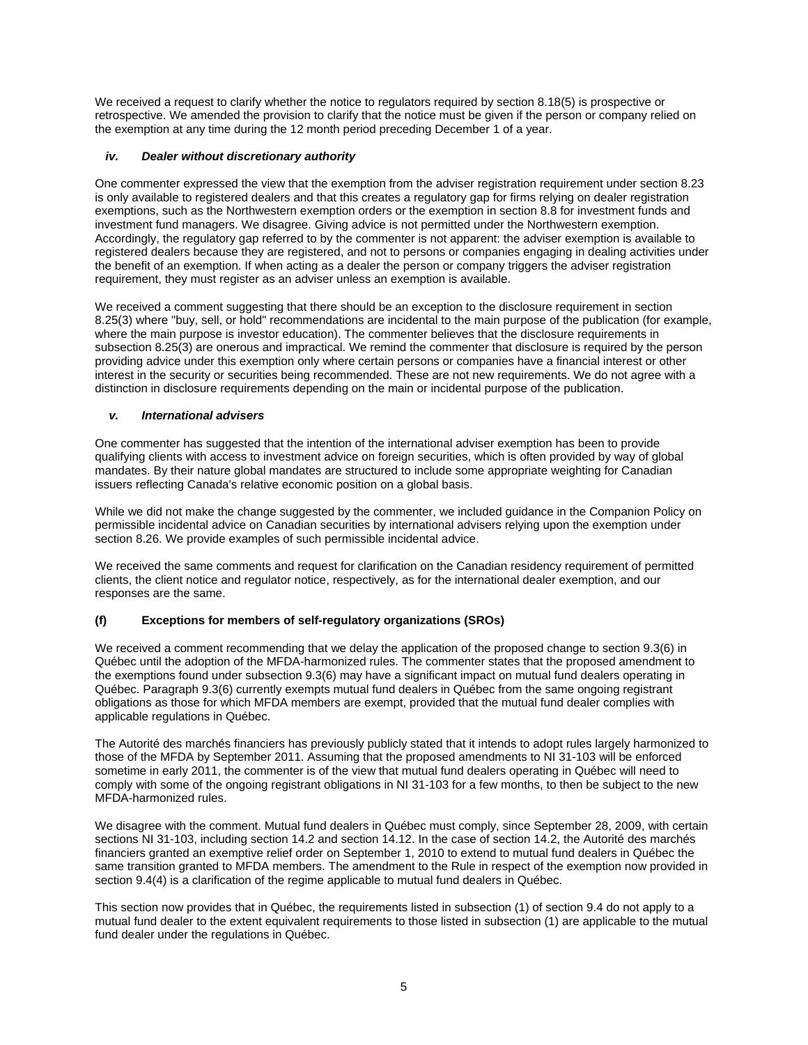We received a request to clarify whether the notice to regulators required by section 8.18(5) is prospective or retrospective. We amended the provision to clarify that the notice must be given if the person or company relied on the exemption at any time during the 12 month period preceding December 1 of a year.

#### *iv. Dealer without discretionary authority*

One commenter expressed the view that the exemption from the adviser registration requirement under section 8.23 is only available to registered dealers and that this creates a regulatory gap for firms relying on dealer registration exemptions, such as the Northwestern exemption orders or the exemption in section 8.8 for investment funds and investment fund managers. We disagree. Giving advice is not permitted under the Northwestern exemption. Accordingly, the regulatory gap referred to by the commenter is not apparent: the adviser exemption is available to registered dealers because they are registered, and not to persons or companies engaging in dealing activities under the benefit of an exemption. If when acting as a dealer the person or company triggers the adviser registration requirement, they must register as an adviser unless an exemption is available.

We received a comment suggesting that there should be an exception to the disclosure requirement in section 8.25(3) where "buy, sell, or hold" recommendations are incidental to the main purpose of the publication (for example, where the main purpose is investor education). The commenter believes that the disclosure requirements in subsection 8.25(3) are onerous and impractical. We remind the commenter that disclosure is required by the person providing advice under this exemption only where certain persons or companies have a financial interest or other interest in the security or securities being recommended. These are not new requirements. We do not agree with a distinction in disclosure requirements depending on the main or incidental purpose of the publication.

#### *v. International advisers*

One commenter has suggested that the intention of the international adviser exemption has been to provide qualifying clients with access to investment advice on foreign securities, which is often provided by way of global mandates. By their nature global mandates are structured to include some appropriate weighting for Canadian issuers reflecting Canada's relative economic position on a global basis.

While we did not make the change suggested by the commenter, we included guidance in the Companion Policy on permissible incidental advice on Canadian securities by international advisers relying upon the exemption under section 8.26. We provide examples of such permissible incidental advice.

We received the same comments and request for clarification on the Canadian residency requirement of permitted clients, the client notice and regulator notice, respectively, as for the international dealer exemption, and our responses are the same.

### (f) Exceptions for members of self-regulatory organizations (SROs)

We received a comment recommending that we delay the application of the proposed change to section 9.3(6) in Québec until the adoption of the MFDA-harmonized rules. The commenter states that the proposed amendment to the exemptions found under subsection 9.3(6) may have a significant impact on mutual fund dealers operating in Québec. Paragraph 9.3(6) currently exempts mutual fund dealers in Québec from the same ongoing registrant obligations as those for which MFDA members are exempt, provided that the mutual fund dealer complies with applicable regulations in Québec.

The Autorité des marchés financiers has previously publicly stated that it intends to adopt rules largely harmonized to those of the MFDA by September 2011. Assuming that the proposed amendments to NI 31-103 will be enforced sometime in early 2011, the commenter is of the view that mutual fund dealers operating in Québec will need to comply with some of the ongoing registrant obligations in NI 31-103 for a few months, to then be subject to the new MFDA-harmonized rules.

We disagree with the comment. Mutual fund dealers in Québec must comply, since September 28, 2009, with certain sections NI 31-103, including section 14.2 and section 14.12. In the case of section 14.2, the Autorité des marchés financiers granted an exemptive relief order on September 1, 2010 to extend to mutual fund dealers in Québec the same transition granted to MFDA members. The amendment to the Rule in respect of the exemption now provided in section 9.4(4) is a clarification of the regime applicable to mutual fund dealers in Québec.

This section now provides that in Québec, the requirements listed in subsection (1) of section 9.4 do not apply to a mutual fund dealer to the extent equivalent requirements to those listed in subsection (1) are applicable to the mutual fund dealer under the regulations in Québec.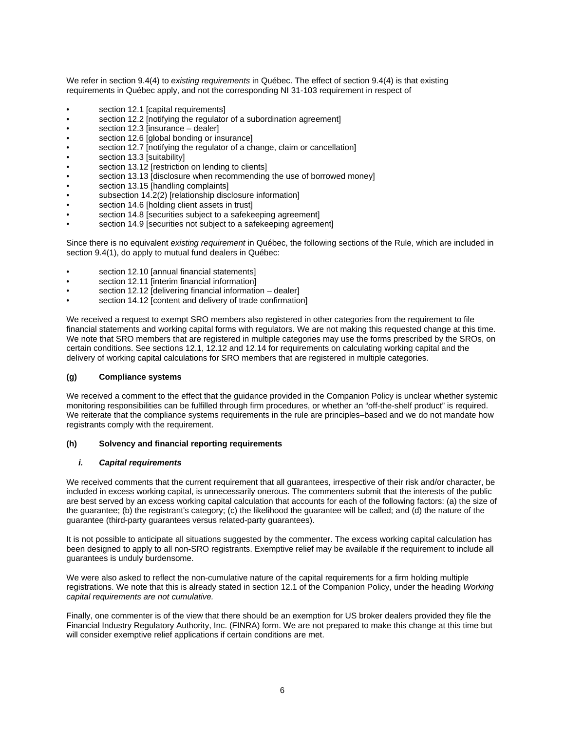We refer in section 9.4(4) to *existing requirements* in Québec. The effect of section 9.4(4) is that existing requirements in Québec apply, and not the corresponding NI 31-103 requirement in respect of

- section 12.1 [capital requirements]
- section 12.2 [notifying the regulator of a subordination agreement]
- section 12.3 [insurance – dealer]
- section 12.6 [global bonding or insurance]
- section 12.7 [notifying the regulator of a change, claim or cancellation]
- section 13.3 [suitability]
- section 13.12 [restriction on lending to clients]
- section 13.13 [disclosure when recommending the use of borrowed money]
- section 13.15 [handling complaints]
- subsection 14.2(2) [relationship disclosure information]
- section 14.6 [holding client assets in trust]
- section 14.8 [securities subject to a safekeeping agreement]
- section 14.9 [securities not subject to a safekeeping agreement]

Since there is no equivalent *existing requirement* in Québec, the following sections of the Rule, which are included in section 9.4(1), do apply to mutual fund dealers in Québec:

- section 12.10 [annual financial statements]
- section 12.11 [interim financial information]
- section 12.12 [delivering financial information – dealer]
- section 14.12 [content and delivery of trade confirmation]

We received a request to exempt SRO members also registered in other categories from the requirement to file financial statements and working capital forms with regulators. We are not making this requested change at this time. We note that SRO members that are registered in multiple categories may use the forms prescribed by the SROs, on certain conditions. See sections 12.1, 12.12 and 12.14 for requirements on calculating working capital and the delivery of working capital calculations for SRO members that are registered in multiple categories.

#### (g) Compliance systems

We received a comment to the effect that the guidance provided in the Companion Policy is unclear whether systemic monitoring responsibilities can be fulfilled through firm procedures, or whether an "off-the-shelf product" is required. We reiterate that the compliance systems requirements in the rule are principles–based and we do not mandate how registrants comply with the requirement.

#### (h) Solvency and financial reporting requirements

##### *i. Capital requirements*

We received comments that the current requirement that all guarantees, irrespective of their risk and/or character, be included in excess working capital, is unnecessarily onerous. The commenters submit that the interests of the public are best served by an excess working capital calculation that accounts for each of the following factors: (a) the size of the guarantee; (b) the registrant's category; (c) the likelihood the guarantee will be called; and (d) the nature of the guarantee (third-party guarantees versus related-party guarantees).

It is not possible to anticipate all situations suggested by the commenter. The excess working capital calculation has been designed to apply to all non-SRO registrants. Exemptive relief may be available if the requirement to include all guarantees is unduly burdensome.

We were also asked to reflect the non-cumulative nature of the capital requirements for a firm holding multiple registrations. We note that this is already stated in section 12.1 of the Companion Policy, under the heading *Working capital requirements are not cumulative.*

Finally, one commenter is of the view that there should be an exemption for US broker dealers provided they file the Financial Industry Regulatory Authority, Inc. (FINRA) form. We are not prepared to make this change at this time but will consider exemptive relief applications if certain conditions are met.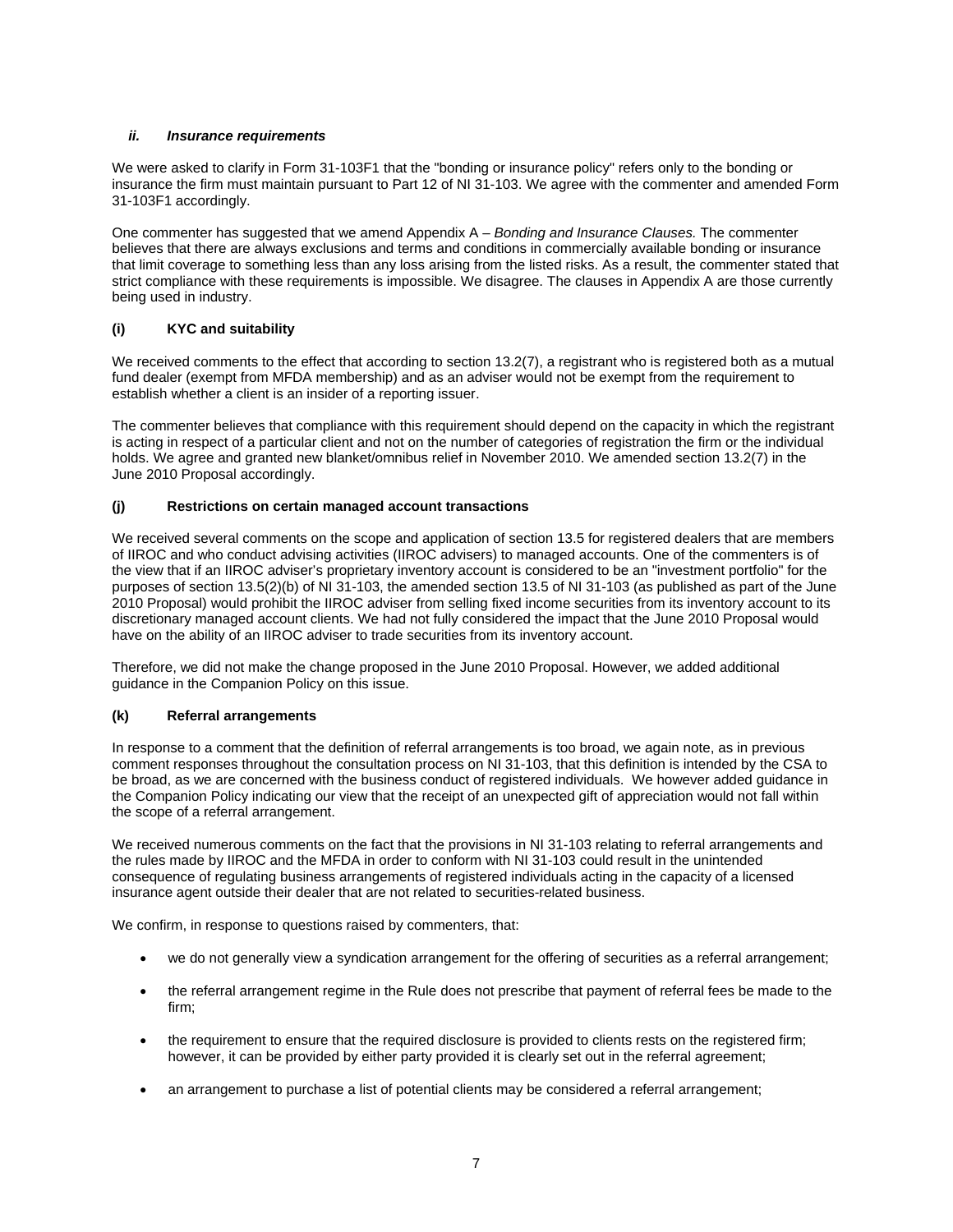#### *ii. Insurance requirements*

We were asked to clarify in Form 31-103F1 that the "bonding or insurance policy" refers only to the bonding or insurance the firm must maintain pursuant to Part 12 of NI 31-103. We agree with the commenter and amended Form 31-103F1 accordingly.

One commenter has suggested that we amend Appendix A – *Bonding and Insurance Clauses.* The commenter believes that there are always exclusions and terms and conditions in commercially available bonding or insurance that limit coverage to something less than any loss arising from the listed risks. As a result, the commenter stated that strict compliance with these requirements is impossible. We disagree. The clauses in Appendix A are those currently being used in industry.

### (i) KYC and suitability

We received comments to the effect that according to section 13.2(7), a registrant who is registered both as a mutual fund dealer (exempt from MFDA membership) and as an adviser would not be exempt from the requirement to establish whether a client is an insider of a reporting issuer.

The commenter believes that compliance with this requirement should depend on the capacity in which the registrant is acting in respect of a particular client and not on the number of categories of registration the firm or the individual holds. We agree and granted new blanket/omnibus relief in November 2010. We amended section 13.2(7) in the June 2010 Proposal accordingly.

### (j) Restrictions on certain managed account transactions

We received several comments on the scope and application of section 13.5 for registered dealers that are members of IIROC and who conduct advising activities (IIROC advisers) to managed accounts. One of the commenters is of the view that if an IIROC adviser's proprietary inventory account is considered to be an "investment portfolio" for the purposes of section 13.5(2)(b) of NI 31-103, the amended section 13.5 of NI 31-103 (as published as part of the June 2010 Proposal) would prohibit the IIROC adviser from selling fixed income securities from its inventory account to its discretionary managed account clients. We had not fully considered the impact that the June 2010 Proposal would have on the ability of an IIROC adviser to trade securities from its inventory account.

Therefore, we did not make the change proposed in the June 2010 Proposal. However, we added additional guidance in the Companion Policy on this issue.

### (k) Referral arrangements

In response to a comment that the definition of referral arrangements is too broad, we again note, as in previous comment responses throughout the consultation process on NI 31-103, that this definition is intended by the CSA to be broad, as we are concerned with the business conduct of registered individuals. We however added guidance in the Companion Policy indicating our view that the receipt of an unexpected gift of appreciation would not fall within the scope of a referral arrangement.

We received numerous comments on the fact that the provisions in NI 31-103 relating to referral arrangements and the rules made by IIROC and the MFDA in order to conform with NI 31-103 could result in the unintended consequence of regulating business arrangements of registered individuals acting in the capacity of a licensed insurance agent outside their dealer that are not related to securities-related business.

We confirm, in response to questions raised by commenters, that:

- we do not generally view a syndication arrangement for the offering of securities as a referral arrangement;
- the referral arrangement regime in the Rule does not prescribe that payment of referral fees be made to the firm;
- the requirement to ensure that the required disclosure is provided to clients rests on the registered firm; however, it can be provided by either party provided it is clearly set out in the referral agreement;
- an arrangement to purchase a list of potential clients may be considered a referral arrangement;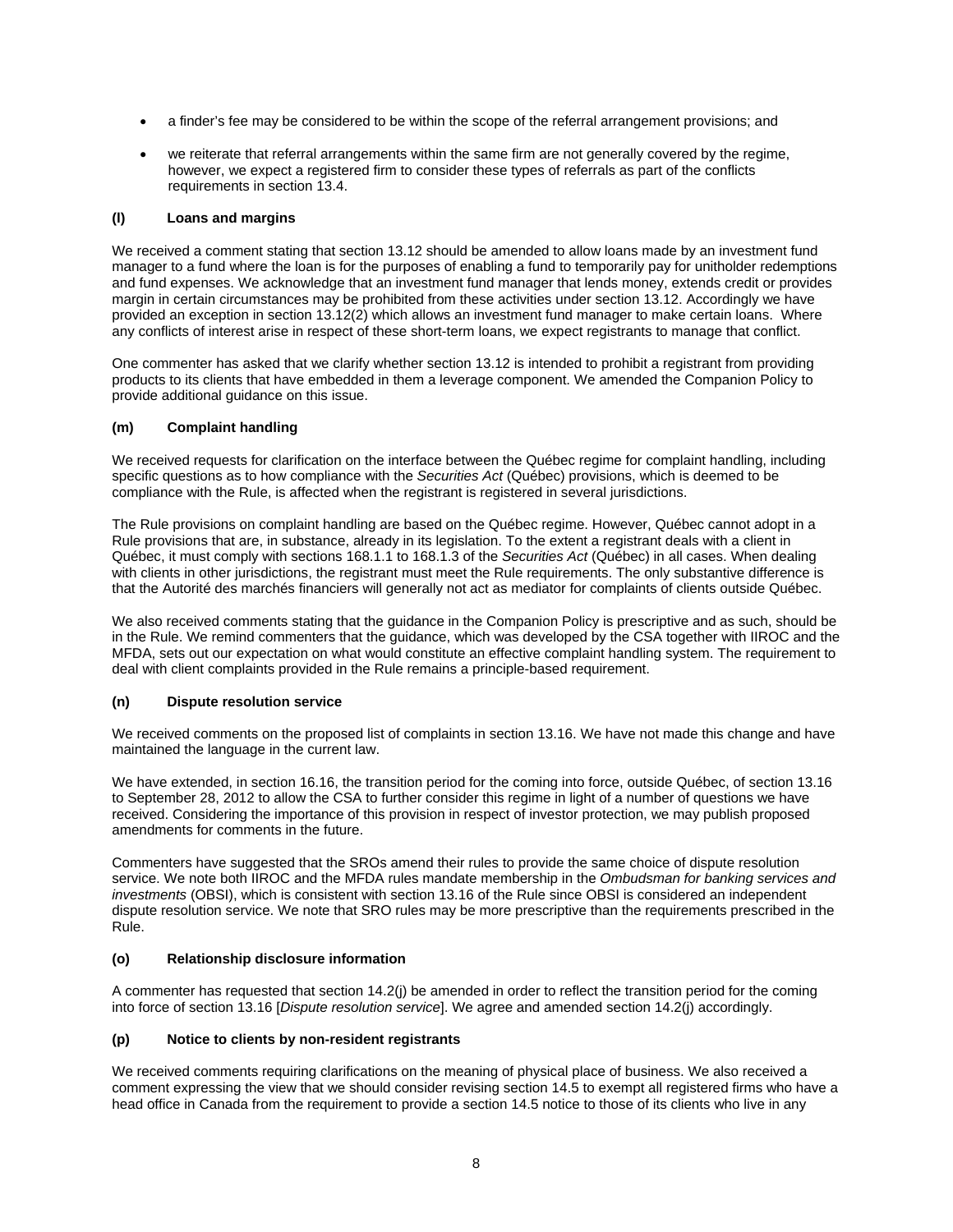- a finder's fee may be considered to be within the scope of the referral arrangement provisions; and
- we reiterate that referral arrangements within the same firm are not generally covered by the regime, however, we expect a registered firm to consider these types of referrals as part of the conflicts requirements in section 13.4.

### (l) Loans and margins

We received a comment stating that section 13.12 should be amended to allow loans made by an investment fund manager to a fund where the loan is for the purposes of enabling a fund to temporarily pay for unitholder redemptions and fund expenses. We acknowledge that an investment fund manager that lends money, extends credit or provides margin in certain circumstances may be prohibited from these activities under section 13.12. Accordingly we have provided an exception in section 13.12(2) which allows an investment fund manager to make certain loans. Where any conflicts of interest arise in respect of these short-term loans, we expect registrants to manage that conflict.

One commenter has asked that we clarify whether section 13.12 is intended to prohibit a registrant from providing products to its clients that have embedded in them a leverage component. We amended the Companion Policy to provide additional guidance on this issue.

### (m) Complaint handling

We received requests for clarification on the interface between the Québec regime for complaint handling, including specific questions as to how compliance with the *Securities Act* (Québec) provisions, which is deemed to be compliance with the Rule, is affected when the registrant is registered in several jurisdictions.

The Rule provisions on complaint handling are based on the Québec regime. However, Québec cannot adopt in a Rule provisions that are, in substance, already in its legislation. To the extent a registrant deals with a client in Québec, it must comply with sections 168.1.1 to 168.1.3 of the *Securities Act* (Québec) in all cases. When dealing with clients in other jurisdictions, the registrant must meet the Rule requirements. The only substantive difference is that the Autorité des marchés financiers will generally not act as mediator for complaints of clients outside Québec.

We also received comments stating that the guidance in the Companion Policy is prescriptive and as such, should be in the Rule. We remind commenters that the guidance, which was developed by the CSA together with IIROC and the MFDA, sets out our expectation on what would constitute an effective complaint handling system. The requirement to deal with client complaints provided in the Rule remains a principle-based requirement.

### (n) Dispute resolution service

We received comments on the proposed list of complaints in section 13.16. We have not made this change and have maintained the language in the current law.

We have extended, in section 16.16, the transition period for the coming into force, outside Québec, of section 13.16 to September 28, 2012 to allow the CSA to further consider this regime in light of a number of questions we have received. Considering the importance of this provision in respect of investor protection, we may publish proposed amendments for comments in the future.

Commenters have suggested that the SROs amend their rules to provide the same choice of dispute resolution service. We note both IIROC and the MFDA rules mandate membership in the *Ombudsman for banking services and investments* (OBSI), which is consistent with section 13.16 of the Rule since OBSI is considered an independent dispute resolution service. We note that SRO rules may be more prescriptive than the requirements prescribed in the Rule.

### (o) Relationship disclosure information

A commenter has requested that section 14.2(j) be amended in order to reflect the transition period for the coming into force of section 13.16 [*Dispute resolution service*]. We agree and amended section 14.2(j) accordingly.

### (p) Notice to clients by non-resident registrants

We received comments requiring clarifications on the meaning of physical place of business. We also received a comment expressing the view that we should consider revising section 14.5 to exempt all registered firms who have a head office in Canada from the requirement to provide a section 14.5 notice to those of its clients who live in any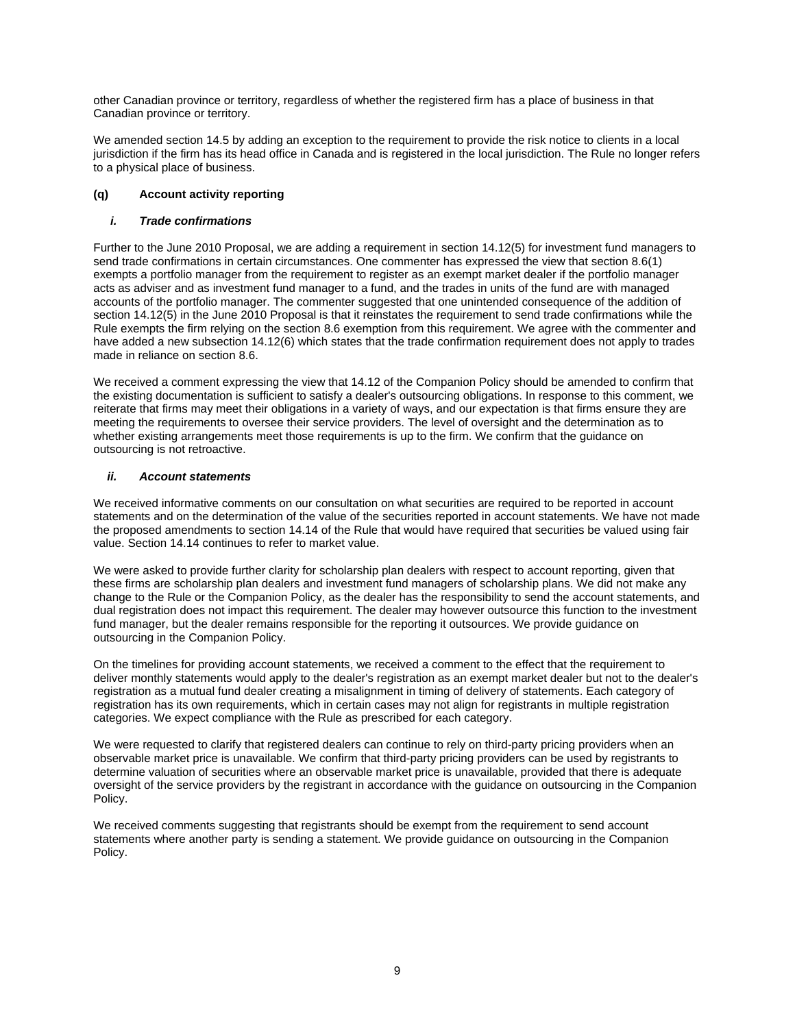other Canadian province or territory, regardless of whether the registered firm has a place of business in that Canadian province or territory.

We amended section 14.5 by adding an exception to the requirement to provide the risk notice to clients in a local jurisdiction if the firm has its head office in Canada and is registered in the local jurisdiction. The Rule no longer refers to a physical place of business.

### (q) Account activity reporting

#### *i. Trade confirmations*

Further to the June 2010 Proposal, we are adding a requirement in section 14.12(5) for investment fund managers to send trade confirmations in certain circumstances. One commenter has expressed the view that section 8.6(1) exempts a portfolio manager from the requirement to register as an exempt market dealer if the portfolio manager acts as adviser and as investment fund manager to a fund, and the trades in units of the fund are with managed accounts of the portfolio manager. The commenter suggested that one unintended consequence of the addition of section 14.12(5) in the June 2010 Proposal is that it reinstates the requirement to send trade confirmations while the Rule exempts the firm relying on the section 8.6 exemption from this requirement. We agree with the commenter and have added a new subsection 14.12(6) which states that the trade confirmation requirement does not apply to trades made in reliance on section 8.6.

We received a comment expressing the view that 14.12 of the Companion Policy should be amended to confirm that the existing documentation is sufficient to satisfy a dealer's outsourcing obligations. In response to this comment, we reiterate that firms may meet their obligations in a variety of ways, and our expectation is that firms ensure they are meeting the requirements to oversee their service providers. The level of oversight and the determination as to whether existing arrangements meet those requirements is up to the firm. We confirm that the guidance on outsourcing is not retroactive.

#### *ii. Account statements*

We received informative comments on our consultation on what securities are required to be reported in account statements and on the determination of the value of the securities reported in account statements. We have not made the proposed amendments to section 14.14 of the Rule that would have required that securities be valued using fair value. Section 14.14 continues to refer to market value.

We were asked to provide further clarity for scholarship plan dealers with respect to account reporting, given that these firms are scholarship plan dealers and investment fund managers of scholarship plans. We did not make any change to the Rule or the Companion Policy, as the dealer has the responsibility to send the account statements, and dual registration does not impact this requirement. The dealer may however outsource this function to the investment fund manager, but the dealer remains responsible for the reporting it outsources. We provide guidance on outsourcing in the Companion Policy.

On the timelines for providing account statements, we received a comment to the effect that the requirement to deliver monthly statements would apply to the dealer's registration as an exempt market dealer but not to the dealer's registration as a mutual fund dealer creating a misalignment in timing of delivery of statements. Each category of registration has its own requirements, which in certain cases may not align for registrants in multiple registration categories. We expect compliance with the Rule as prescribed for each category.

We were requested to clarify that registered dealers can continue to rely on third-party pricing providers when an observable market price is unavailable. We confirm that third-party pricing providers can be used by registrants to determine valuation of securities where an observable market price is unavailable, provided that there is adequate oversight of the service providers by the registrant in accordance with the guidance on outsourcing in the Companion Policy.

We received comments suggesting that registrants should be exempt from the requirement to send account statements where another party is sending a statement. We provide guidance on outsourcing in the Companion Policy.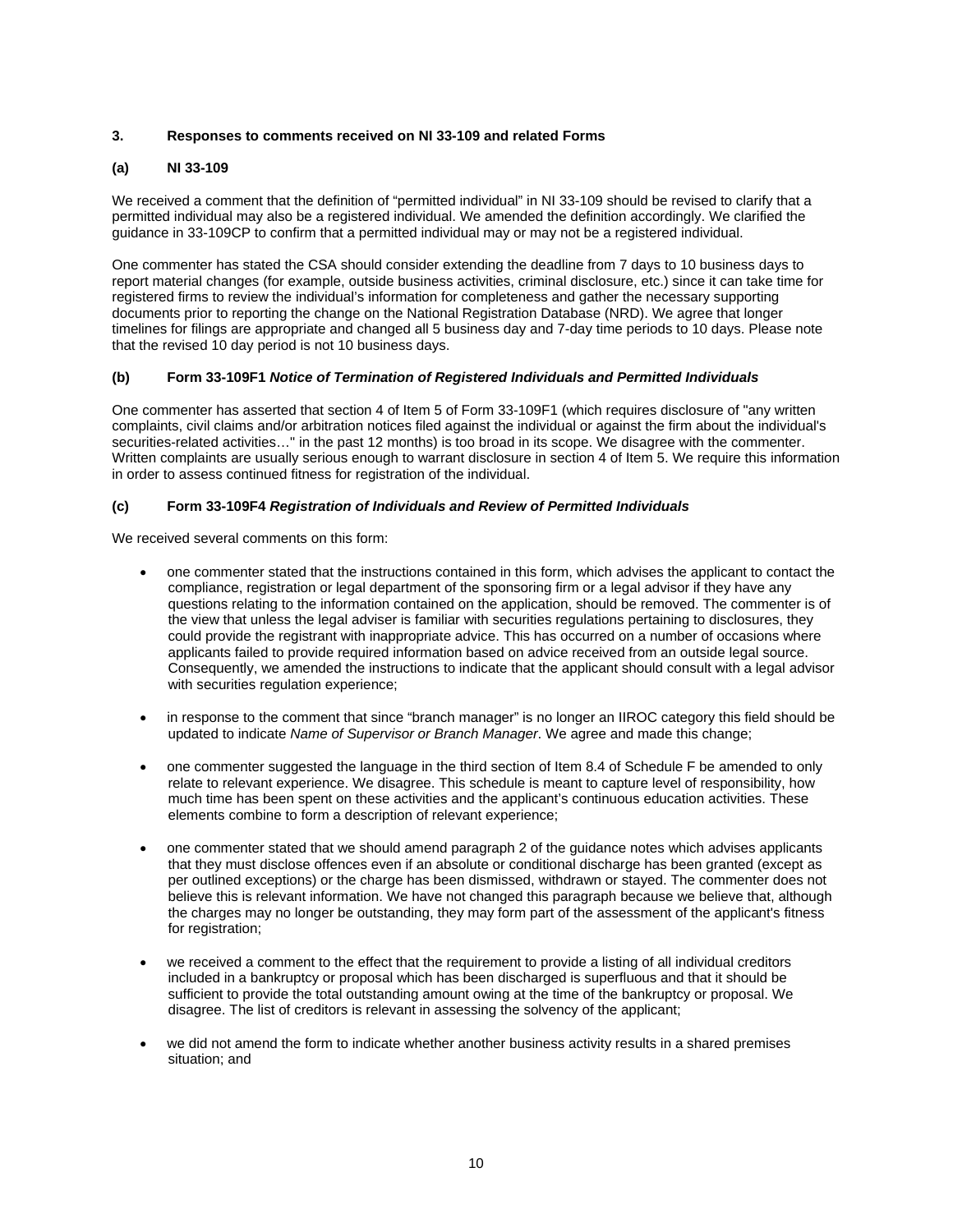### 3. Responses to comments received on NI 33-109 and related Forms

#### (a) NI 33-109

We received a comment that the definition of "permitted individual" in NI 33-109 should be revised to clarify that a permitted individual may also be a registered individual. We amended the definition accordingly. We clarified the guidance in 33-109CP to confirm that a permitted individual may or may not be a registered individual.

One commenter has stated the CSA should consider extending the deadline from 7 days to 10 business days to report material changes (for example, outside business activities, criminal disclosure, etc.) since it can take time for registered firms to review the individual's information for completeness and gather the necessary supporting documents prior to reporting the change on the National Registration Database (NRD). We agree that longer timelines for filings are appropriate and changed all 5 business day and 7-day time periods to 10 days. Please note that the revised 10 day period is not 10 business days.

#### (b) Form 33-109F1 *Notice of Termination of Registered Individuals and Permitted Individuals*

One commenter has asserted that section 4 of Item 5 of Form 33-109F1 (which requires disclosure of "any written complaints, civil claims and/or arbitration notices filed against the individual or against the firm about the individual's securities-related activities…" in the past 12 months) is too broad in its scope. We disagree with the commenter. Written complaints are usually serious enough to warrant disclosure in section 4 of Item 5. We require this information in order to assess continued fitness for registration of the individual.

#### (c) Form 33-109F4 *Registration of Individuals and Review of Permitted Individuals*

We received several comments on this form:

- one commenter stated that the instructions contained in this form, which advises the applicant to contact the compliance, registration or legal department of the sponsoring firm or a legal advisor if they have any questions relating to the information contained on the application, should be removed. The commenter is of the view that unless the legal adviser is familiar with securities regulations pertaining to disclosures, they could provide the registrant with inappropriate advice. This has occurred on a number of occasions where applicants failed to provide required information based on advice received from an outside legal source. Consequently, we amended the instructions to indicate that the applicant should consult with a legal advisor with securities regulation experience;

- in response to the comment that since "branch manager" is no longer an IIROC category this field should be updated to indicate *Name of Supervisor or Branch Manager*. We agree and made this change;

- one commenter suggested the language in the third section of Item 8.4 of Schedule F be amended to only relate to relevant experience. We disagree. This schedule is meant to capture level of responsibility, how much time has been spent on these activities and the applicant's continuous education activities. These elements combine to form a description of relevant experience;

- one commenter stated that we should amend paragraph 2 of the guidance notes which advises applicants that they must disclose offences even if an absolute or conditional discharge has been granted (except as per outlined exceptions) or the charge has been dismissed, withdrawn or stayed. The commenter does not believe this is relevant information. We have not changed this paragraph because we believe that, although the charges may no longer be outstanding, they may form part of the assessment of the applicant's fitness for registration;

- we received a comment to the effect that the requirement to provide a listing of all individual creditors included in a bankruptcy or proposal which has been discharged is superfluous and that it should be sufficient to provide the total outstanding amount owing at the time of the bankruptcy or proposal. We disagree. The list of creditors is relevant in assessing the solvency of the applicant;

- we did not amend the form to indicate whether another business activity results in a shared premises situation; and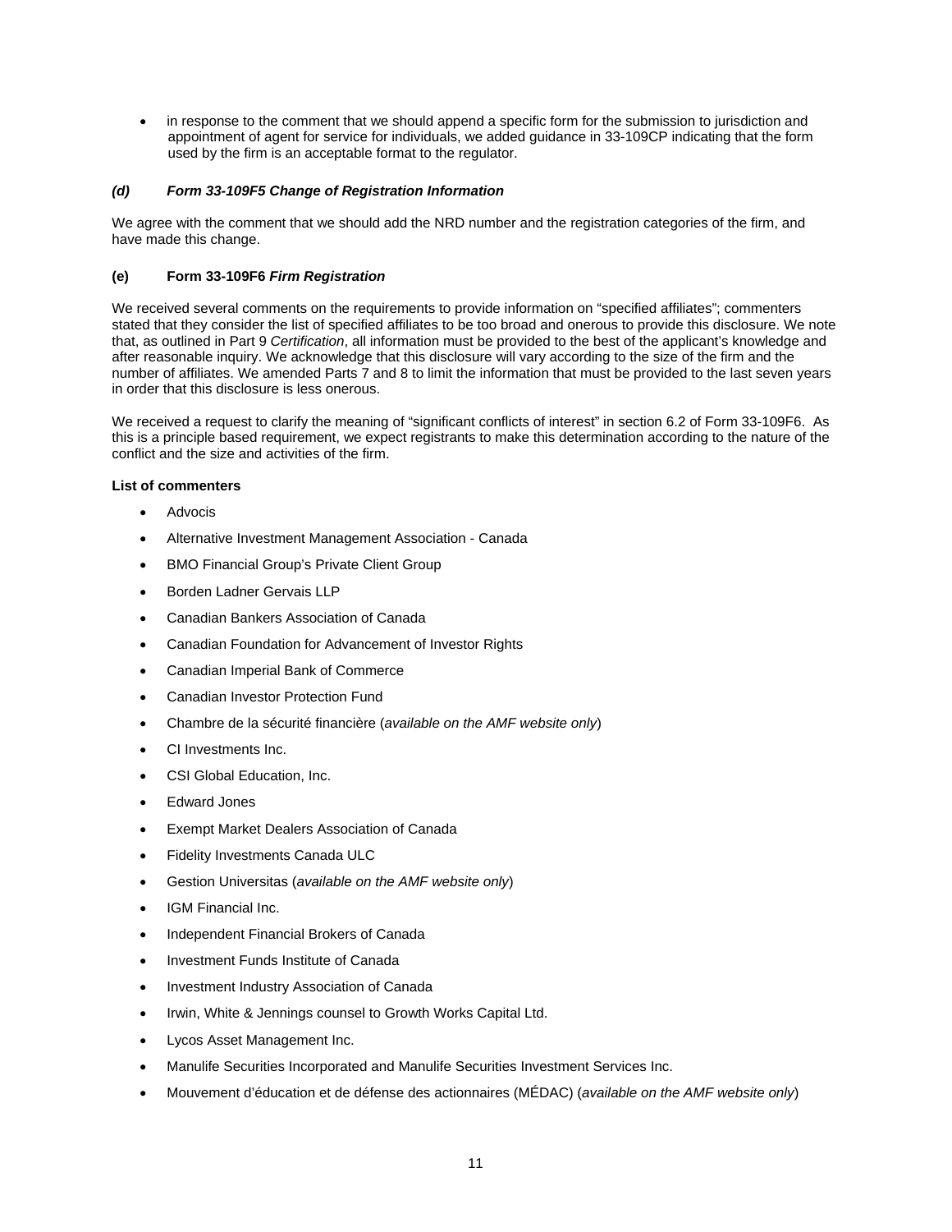- in response to the comment that we should append a specific form for the submission to jurisdiction and appointment of agent for service for individuals, we added guidance in 33-109CP indicating that the form used by the firm is an acceptable format to the regulator.

### *(d) Form 33-109F5 Change of Registration Information*

We agree with the comment that we should add the NRD number and the registration categories of the firm, and have made this change.

### (e) Form 33-109F6 *Firm Registration*

We received several comments on the requirements to provide information on "specified affiliates"; commenters stated that they consider the list of specified affiliates to be too broad and onerous to provide this disclosure. We note that, as outlined in Part 9 *Certification*, all information must be provided to the best of the applicant's knowledge and after reasonable inquiry. We acknowledge that this disclosure will vary according to the size of the firm and the number of affiliates. We amended Parts 7 and 8 to limit the information that must be provided to the last seven years in order that this disclosure is less onerous.

We received a request to clarify the meaning of "significant conflicts of interest" in section 6.2 of Form 33-109F6. As this is a principle based requirement, we expect registrants to make this determination according to the nature of the conflict and the size and activities of the firm.

**List of commenters**

- Advocis
- Alternative Investment Management Association - Canada
- BMO Financial Group's Private Client Group
- Borden Ladner Gervais LLP
- Canadian Bankers Association of Canada
- Canadian Foundation for Advancement of Investor Rights
- Canadian Imperial Bank of Commerce
- Canadian Investor Protection Fund
- Chambre de la sécurité financière (*available on the AMF website only*)
- CI Investments Inc.
- CSI Global Education, Inc.
- Edward Jones
- Exempt Market Dealers Association of Canada
- Fidelity Investments Canada ULC
- Gestion Universitas (*available on the AMF website only*)
- IGM Financial Inc.
- Independent Financial Brokers of Canada
- Investment Funds Institute of Canada
- Investment Industry Association of Canada
- Irwin, White & Jennings counsel to Growth Works Capital Ltd.
- Lycos Asset Management Inc.
- Manulife Securities Incorporated and Manulife Securities Investment Services Inc.
- Mouvement d'éducation et de défense des actionnaires (MÉDAC) (*available on the AMF website only*)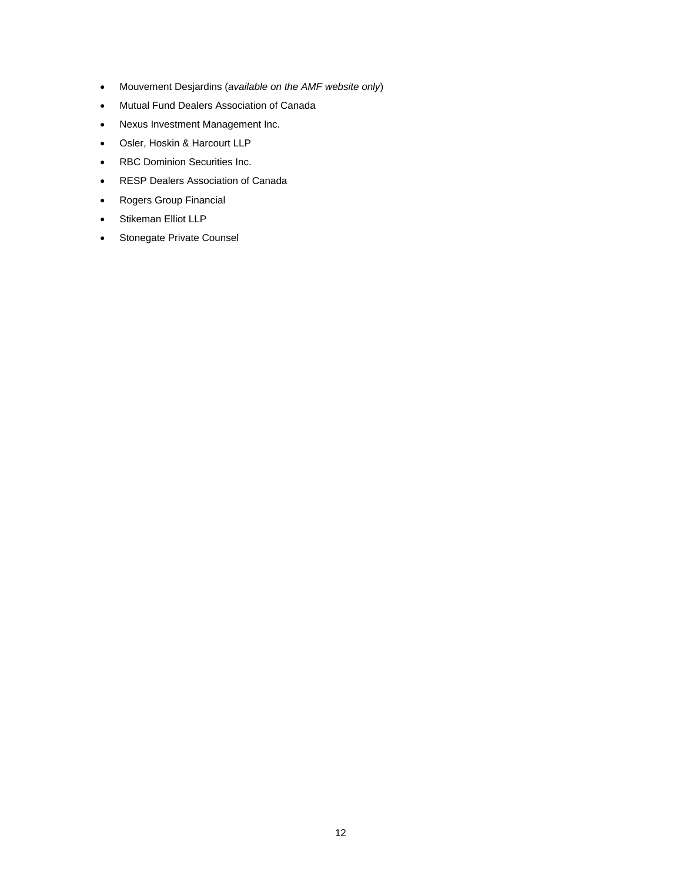- Mouvement Desjardins (*available on the AMF website only*)
- Mutual Fund Dealers Association of Canada
- Nexus Investment Management Inc.
- Osler, Hoskin & Harcourt LLP
- RBC Dominion Securities Inc.
- RESP Dealers Association of Canada
- Rogers Group Financial
- Stikeman Elliot LLP
- Stonegate Private Counsel